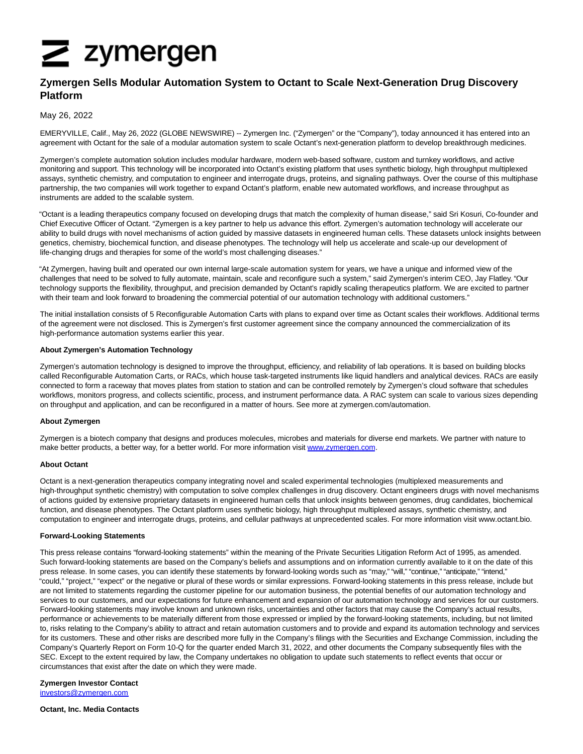# Zymergen Sells Modular Automation System to Octant to Scale Next-Generation Drug Discovery Platform

May 26, 2022

EMERYVILLE, Calif., May 26, 2022 (GLOBE NEWSWIRE) -- Zymergen Inc. ("Zymergen" or the "Company"), today announced it has entered into an agreement with Octant for the sale of a modular automation system to scale Octant's next-generation platform to develop breakthrough medicines.

Zymergen's complete automation solution includes modular hardware, modern web-based software, custom and turnkey workflows, and active monitoring and support. This technology will be incorporated into Octant's existing platform that uses synthetic biology, high throughput multiplexed assays, synthetic chemistry, and computation to engineer and interrogate drugs, proteins, and signaling pathways. Over the course of this multiphase partnership, the two companies will work together to expand Octant's platform, enable new automated workflows, and increase throughput as instruments are added to the scalable system.

"Octant is a leading therapeutics company focused on developing drugs that match the complexity of human disease," said Sri Kosuri, Co-founder and Chief Executive Officer of Octant. "Zymergen is a key partner to help us advance this effort. Zymergen's automation technology will accelerate our ability to build drugs with novel mechanisms of action guided by massive datasets in engineered human cells. These datasets unlock insights between genetics, chemistry, biochemical function, and disease phenotypes. The technology will help us accelerate and scale-up our development of life-changing drugs and therapies for some of the world's most challenging diseases."

"At Zymergen, having built and operated our own internal large-scale automation system for years, we have a unique and informed view of the challenges that need to be solved to fully automate, maintain, scale and reconfigure such a system," said Zymergen's interim CEO, Jay Flatley. "Our technology supports the flexibility, throughput, and precision demanded by Octant's rapidly scaling therapeutics platform. We are excited to partner with their team and look forward to broadening the commercial potential of our automation technology with additional customers."

The initial installation consists of 5 Reconfigurable Automation Carts with plans to expand over time as Octant scales their workflows. Additional terms of the agreement were not disclosed. This is Zymergen's first customer agreement since the company announced the commercialization of its high-performance automation systems earlier this year.

**About Zymergen's Automation Technology**

Zymergen's automation technology is designed to improve the throughput, efficiency, and reliability of lab operations. It is based on building blocks called Reconfigurable Automation Carts, or RACs, which house task-targeted instruments like liquid handlers and analytical devices. RACs are easily connected to form a raceway that moves plates from station to station and can be controlled remotely by Zymergen's cloud software that schedules workflows, monitors progress, and collects scientific, process, and instrument performance data. A RAC system can scale to various sizes depending on throughput and application, and can be reconfigured in a matter of hours. See more at zymergen.com/automation.

**About Zymergen**

Zymergen is a biotech company that designs and produces molecules, microbes and materials for diverse end markets. We partner with nature to make better products, a better way, for a better world. For more information visit [www.zymergen.com](http://www.zymergen.com).

**About Octant**

Octant is a next-generation therapeutics company integrating novel and scaled experimental technologies (multiplexed measurements and high-throughput synthetic chemistry) with computation to solve complex challenges in drug discovery. Octant engineers drugs with novel mechanisms of actions guided by extensive proprietary datasets in engineered human cells that unlock insights between genomes, drug candidates, biochemical function, and disease phenotypes. The Octant platform uses synthetic biology, high throughput multiplexed assays, synthetic chemistry, and computation to engineer and interrogate drugs, proteins, and cellular pathways at unprecedented scales. For more information visit www.octant.bio.

**Forward-Looking Statements**

This press release contains "forward-looking statements" within the meaning of the Private Securities Litigation Reform Act of 1995, as amended. Such forward-looking statements are based on the Company's beliefs and assumptions and on information currently available to it on the date of this press release. In some cases, you can identify these statements by forward-looking words such as "may," "will," "continue," "anticipate," "intend," "could," "project," "expect" or the negative or plural of these words or similar expressions. Forward-looking statements in this press release, include but are not limited to statements regarding the customer pipeline for our automation business, the potential benefits of our automation technology and services to our customers, and our expectations for future enhancement and expansion of our automation technology and services for our customers. Forward-looking statements may involve known and unknown risks, uncertainties and other factors that may cause the Company's actual results, performance or achievements to be materially different from those expressed or implied by the forward-looking statements, including, but not limited to, risks relating to the Company's ability to attract and retain automation customers and to provide and expand its automation technology and services for its customers. These and other risks are described more fully in the Company's filings with the Securities and Exchange Commission, including the Company's Quarterly Report on Form 10-Q for the quarter ended March 31, 2022, and other documents the Company subsequently files with the SEC. Except to the extent required by law, the Company undertakes no obligation to update such statements to reflect events that occur or circumstances that exist after the date on which they were made.

**Zymergen Investor Contact**
[investors@zymergen.com](mailto:investors@zymergen.com)

**Octant, Inc. Media Contacts**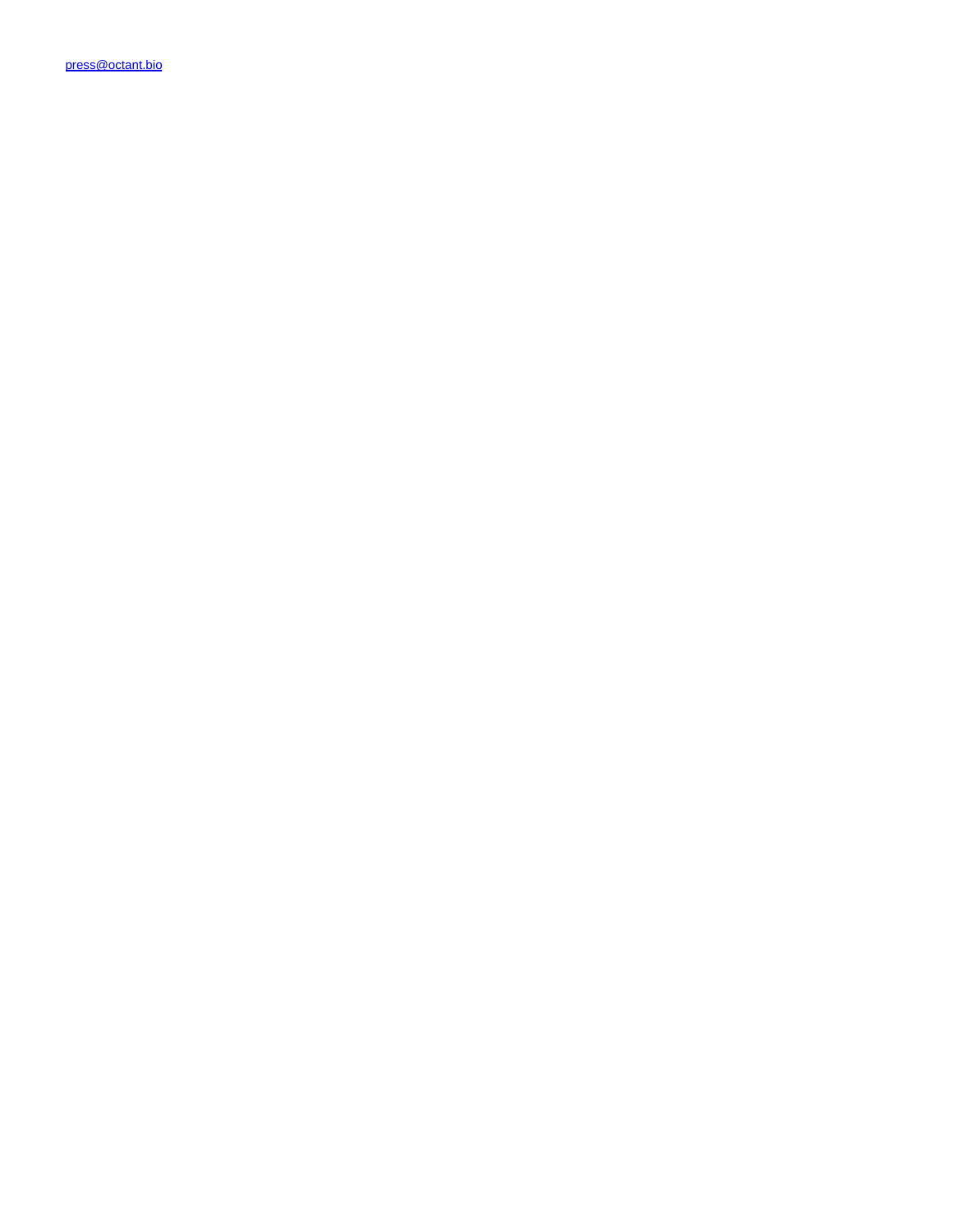press@octant.bio